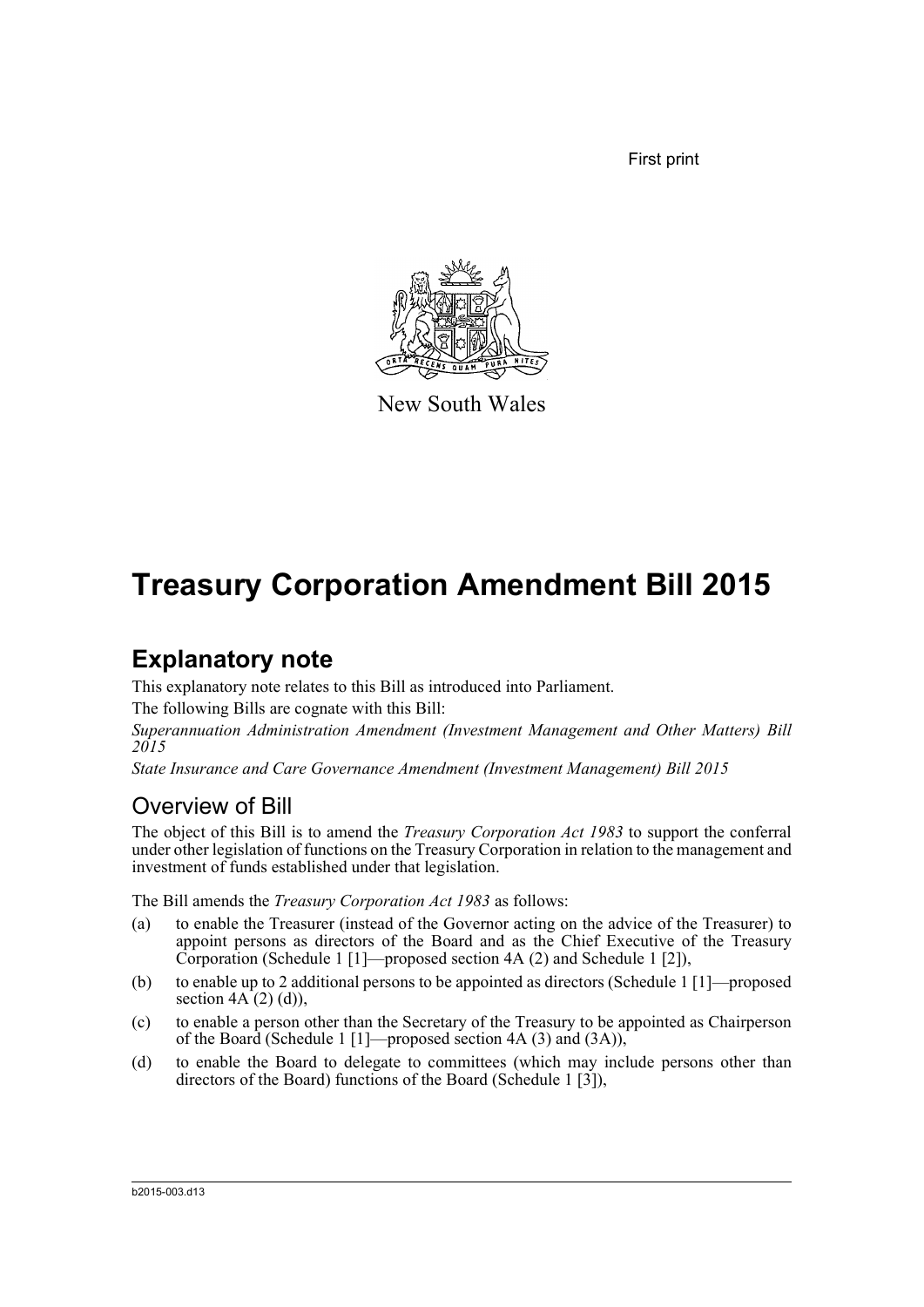First print

New South Wales

# Treasury Corporation Amendment Bill 2015

## Explanatory note

This explanatory note relates to this Bill as introduced into Parliament.

The following Bills are cognate with this Bill:

*Superannuation Administration Amendment (Investment Management and Other Matters) Bill 2015*

*State Insurance and Care Governance Amendment (Investment Management) Bill 2015*

### Overview of Bill

The object of this Bill is to amend the *Treasury Corporation Act 1983* to support the conferral under other legislation of functions on the Treasury Corporation in relation to the management and investment of funds established under that legislation.

The Bill amends the *Treasury Corporation Act 1983* as follows:

(a) to enable the Treasurer (instead of the Governor acting on the advice of the Treasurer) to appoint persons as directors of the Board and as the Chief Executive of the Treasury Corporation (Schedule 1 [1]—proposed section 4A (2) and Schedule 1 [2]),

(b) to enable up to 2 additional persons to be appointed as directors (Schedule 1 [1]—proposed section 4A (2) (d)),

(c) to enable a person other than the Secretary of the Treasury to be appointed as Chairperson of the Board (Schedule 1 [1]—proposed section 4A (3) and (3A)),

(d) to enable the Board to delegate to committees (which may include persons other than directors of the Board) functions of the Board (Schedule 1 [3]),

b2015-003.d13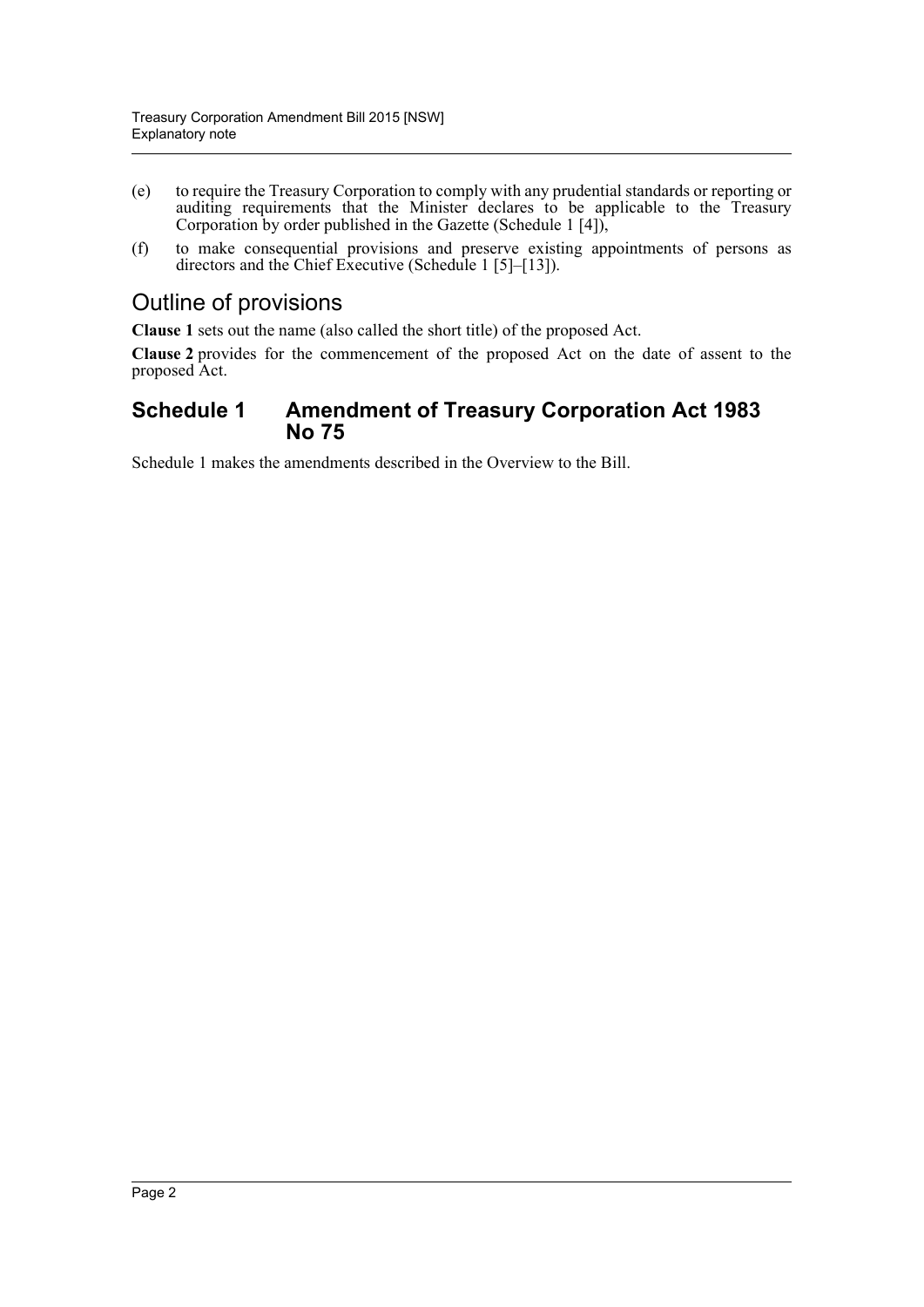(e) to require the Treasury Corporation to comply with any prudential standards or reporting or auditing requirements that the Minister declares to be applicable to the Treasury Corporation by order published in the Gazette (Schedule 1 [4]),

(f) to make consequential provisions and preserve existing appointments of persons as directors and the Chief Executive (Schedule 1 [5]–[13]).

## Outline of provisions

**Clause 1** sets out the name (also called the short title) of the proposed Act.

**Clause 2** provides for the commencement of the proposed Act on the date of assent to the proposed Act.

### Schedule 1 Amendment of Treasury Corporation Act 1983 No 75

Schedule 1 makes the amendments described in the Overview to the Bill.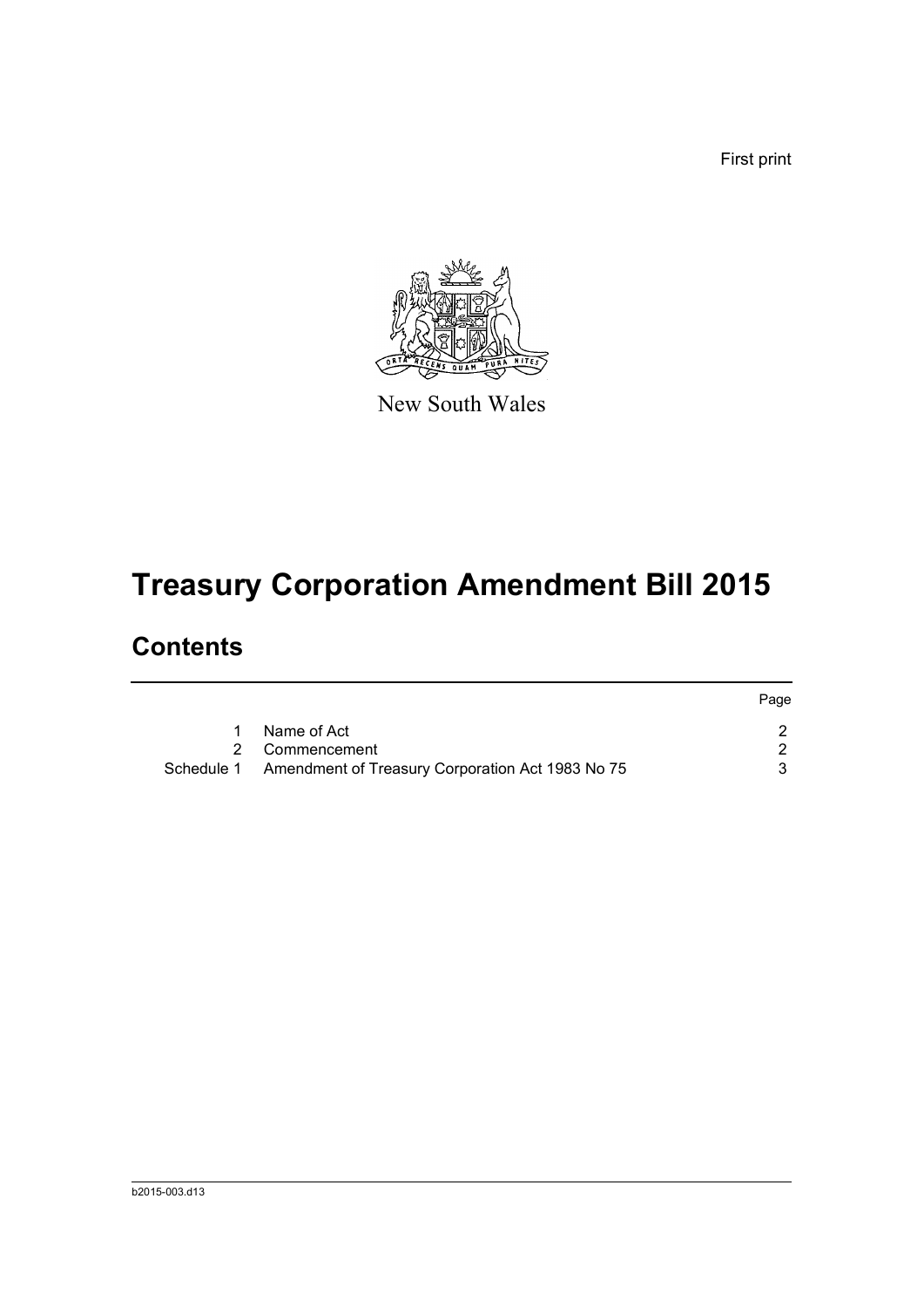First print

New South Wales

# Treasury Corporation Amendment Bill 2015

## Contents

| | | Page |
|---|---|---|
| 1 | Name of Act | 2 |
| 2 | Commencement | 2 |
| Schedule 1 | Amendment of Treasury Corporation Act 1983 No 75 | 3 |

b2015-003.d13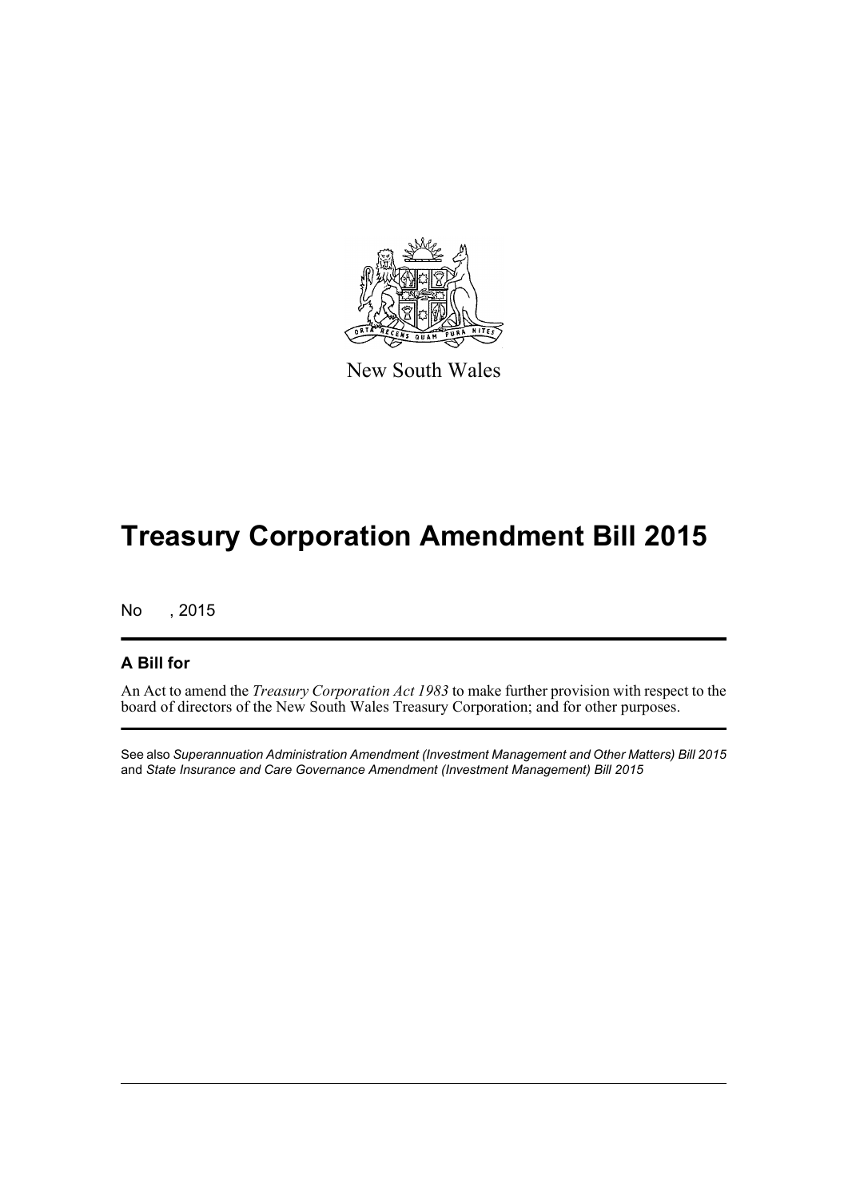New South Wales

# Treasury Corporation Amendment Bill 2015

No , 2015

## A Bill for

An Act to amend the *Treasury Corporation Act 1983* to make further provision with respect to the board of directors of the New South Wales Treasury Corporation; and for other purposes.

See also *Superannuation Administration Amendment (Investment Management and Other Matters) Bill 2015* and *State Insurance and Care Governance Amendment (Investment Management) Bill 2015*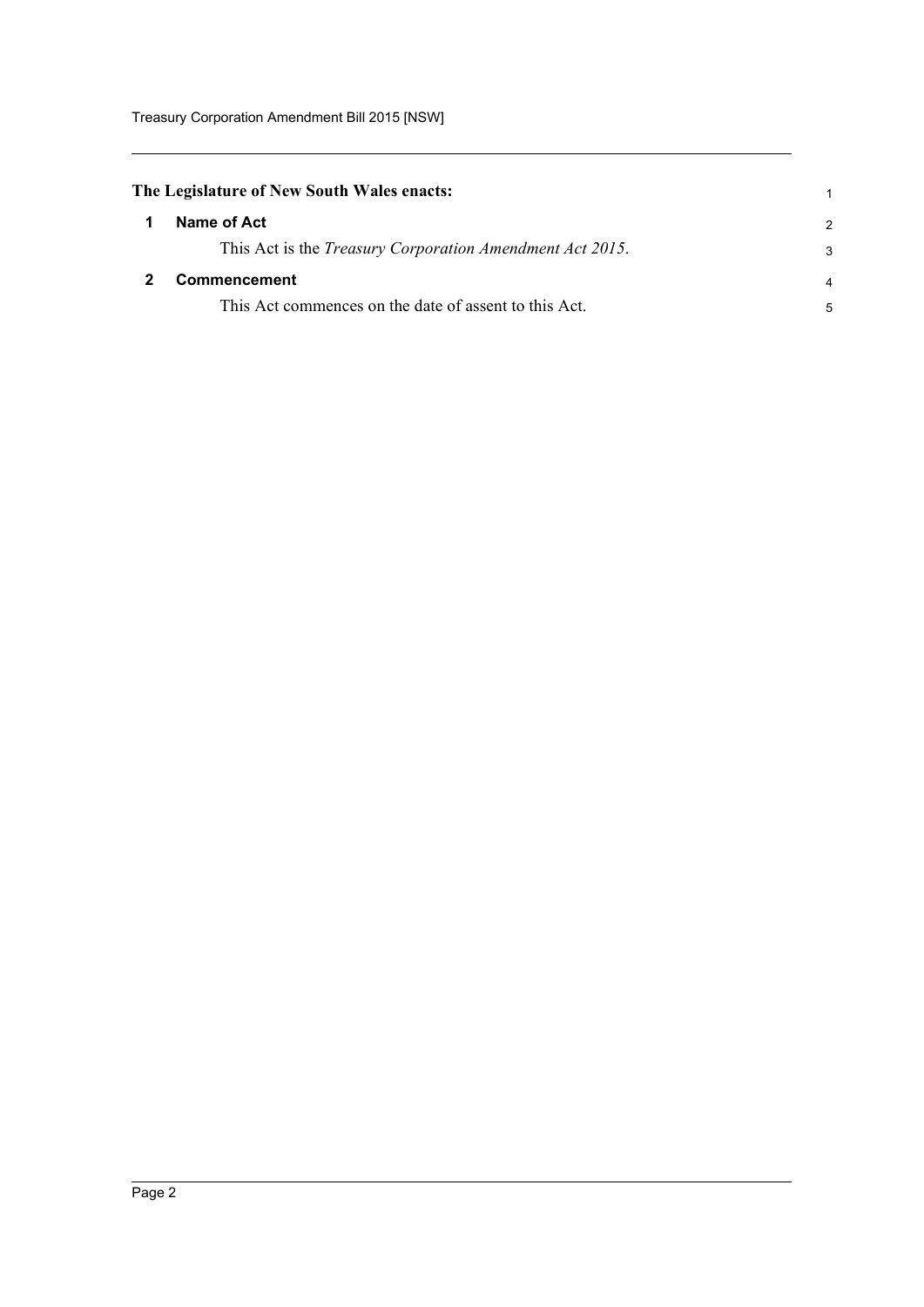**The Legislature of New South Wales enacts:**

## 1 Name of Act

This Act is the *Treasury Corporation Amendment Act 2015*.

## 2 Commencement

This Act commences on the date of assent to this Act.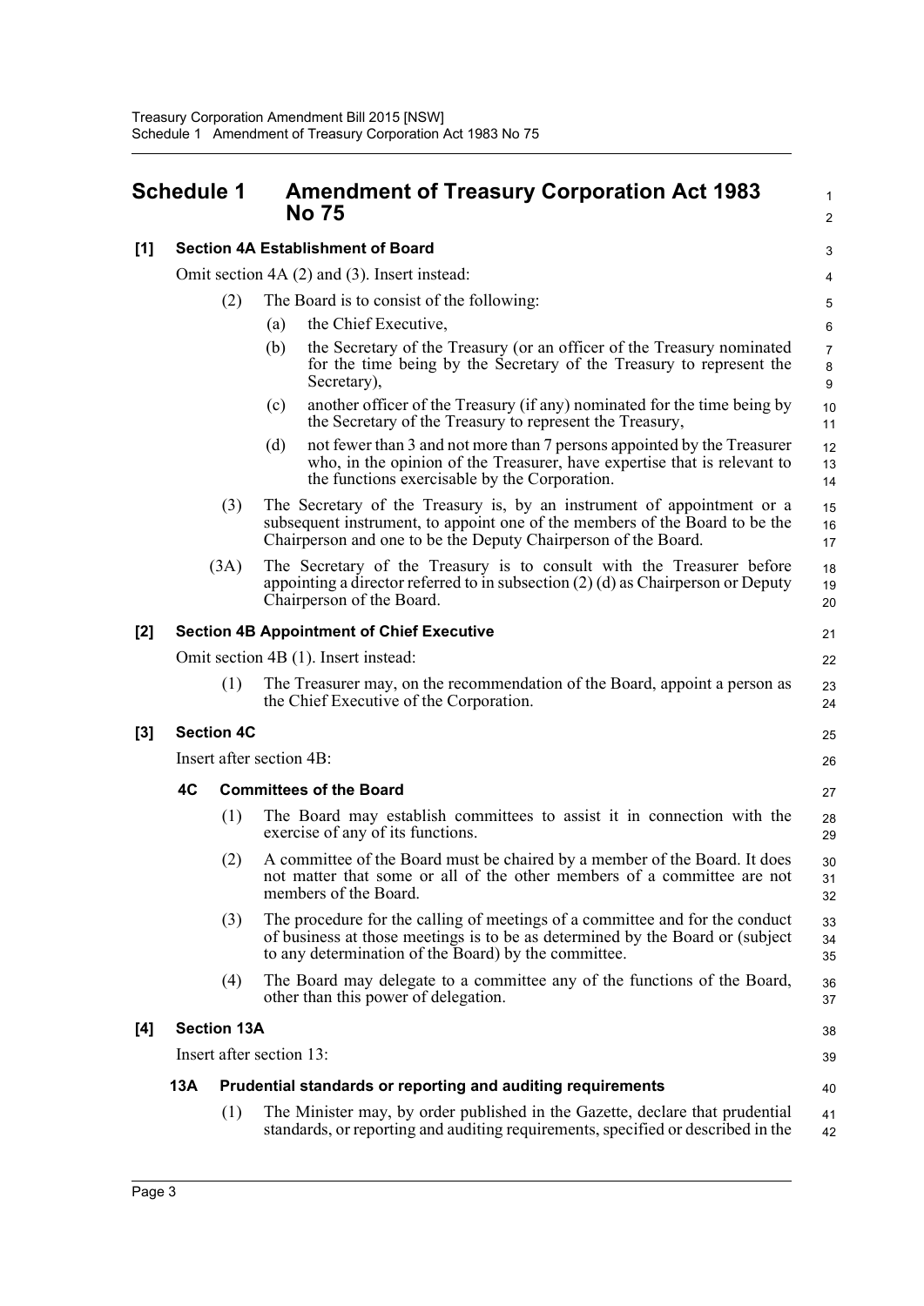## Schedule 1 Amendment of Treasury Corporation Act 1983 No 75

**[1] Section 4A Establishment of Board**

Omit section 4A (2) and (3). Insert instead:

(2) The Board is to consist of the following:

(a) the Chief Executive,

(b) the Secretary of the Treasury (or an officer of the Treasury nominated for the time being by the Secretary of the Treasury to represent the Secretary),

(c) another officer of the Treasury (if any) nominated for the time being by the Secretary of the Treasury to represent the Treasury,

(d) not fewer than 3 and not more than 7 persons appointed by the Treasurer who, in the opinion of the Treasurer, have expertise that is relevant to the functions exercisable by the Corporation.

(3) The Secretary of the Treasury is, by an instrument of appointment or a subsequent instrument, to appoint one of the members of the Board to be the Chairperson and one to be the Deputy Chairperson of the Board.

(3A) The Secretary of the Treasury is to consult with the Treasurer before appointing a director referred to in subsection (2) (d) as Chairperson or Deputy Chairperson of the Board.

**[2] Section 4B Appointment of Chief Executive**

Omit section 4B (1). Insert instead:

(1) The Treasurer may, on the recommendation of the Board, appoint a person as the Chief Executive of the Corporation.

**[3] Section 4C**

Insert after section 4B:

**4C Committees of the Board**

(1) The Board may establish committees to assist it in connection with the exercise of any of its functions.

(2) A committee of the Board must be chaired by a member of the Board. It does not matter that some or all of the other members of a committee are not members of the Board.

(3) The procedure for the calling of meetings of a committee and for the conduct of business at those meetings is to be as determined by the Board or (subject to any determination of the Board) by the committee.

(4) The Board may delegate to a committee any of the functions of the Board, other than this power of delegation.

**[4] Section 13A**

Insert after section 13:

**13A Prudential standards or reporting and auditing requirements**

(1) The Minister may, by order published in the Gazette, declare that prudential standards, or reporting and auditing requirements, specified or described in the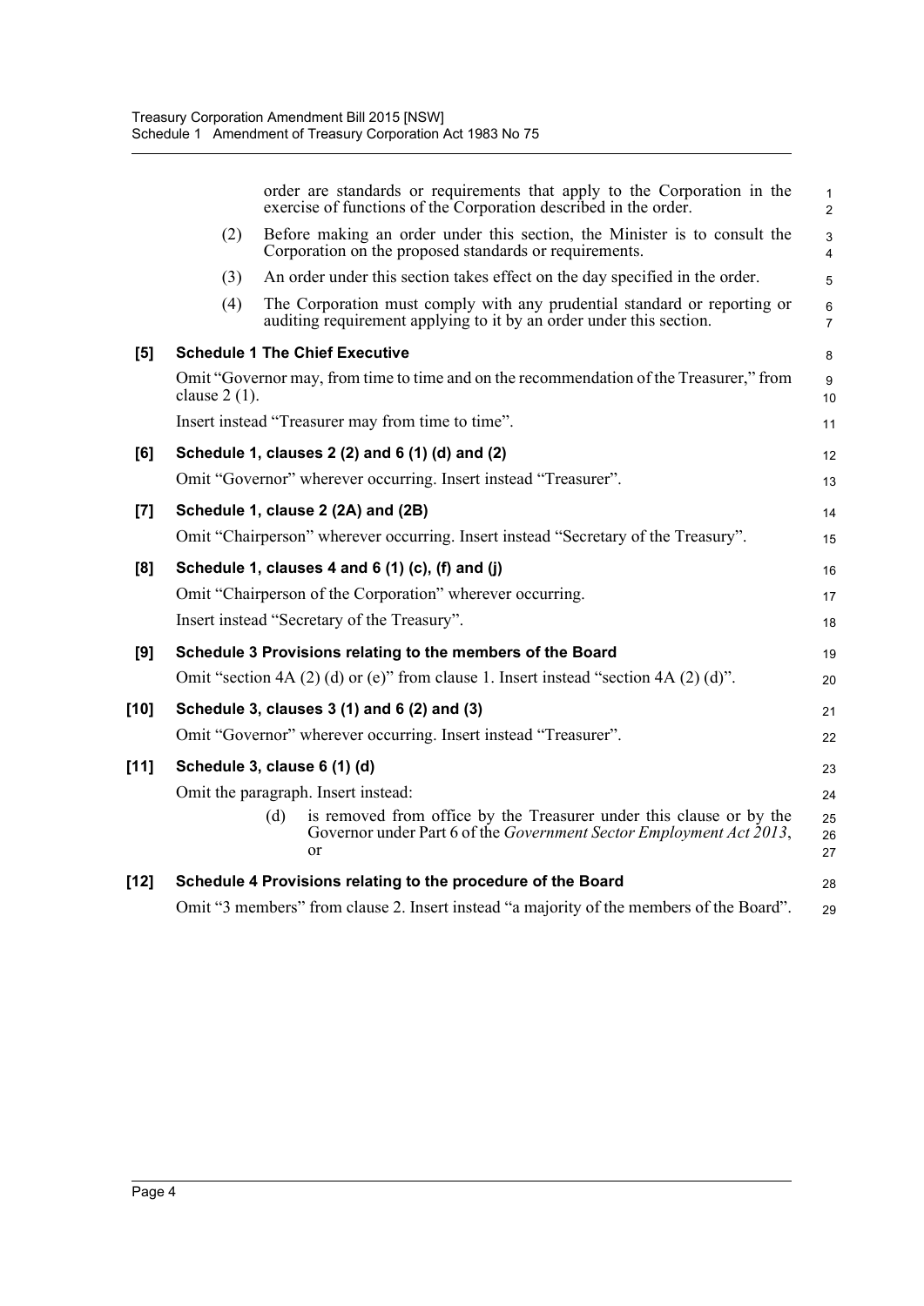order are standards or requirements that apply to the Corporation in the exercise of functions of the Corporation described in the order.

(2) Before making an order under this section, the Minister is to consult the Corporation on the proposed standards or requirements.

(3) An order under this section takes effect on the day specified in the order.

(4) The Corporation must comply with any prudential standard or reporting or auditing requirement applying to it by an order under this section.

**[5] Schedule 1 The Chief Executive**

Omit "Governor may, from time to time and on the recommendation of the Treasurer," from clause 2 (1).

Insert instead "Treasurer may from time to time".

**[6] Schedule 1, clauses 2 (2) and 6 (1) (d) and (2)**

Omit "Governor" wherever occurring. Insert instead "Treasurer".

**[7] Schedule 1, clause 2 (2A) and (2B)**

Omit "Chairperson" wherever occurring. Insert instead "Secretary of the Treasury".

**[8] Schedule 1, clauses 4 and 6 (1) (c), (f) and (j)**

Omit "Chairperson of the Corporation" wherever occurring.

Insert instead "Secretary of the Treasury".

**[9] Schedule 3 Provisions relating to the members of the Board**

Omit "section 4A (2) (d) or (e)" from clause 1. Insert instead "section 4A (2) (d)".

**[10] Schedule 3, clauses 3 (1) and 6 (2) and (3)**

Omit "Governor" wherever occurring. Insert instead "Treasurer".

**[11] Schedule 3, clause 6 (1) (d)**

Omit the paragraph. Insert instead:

(d) is removed from office by the Treasurer under this clause or by the Governor under Part 6 of the *Government Sector Employment Act 2013*, or

**[12] Schedule 4 Provisions relating to the procedure of the Board**

Omit "3 members" from clause 2. Insert instead "a majority of the members of the Board".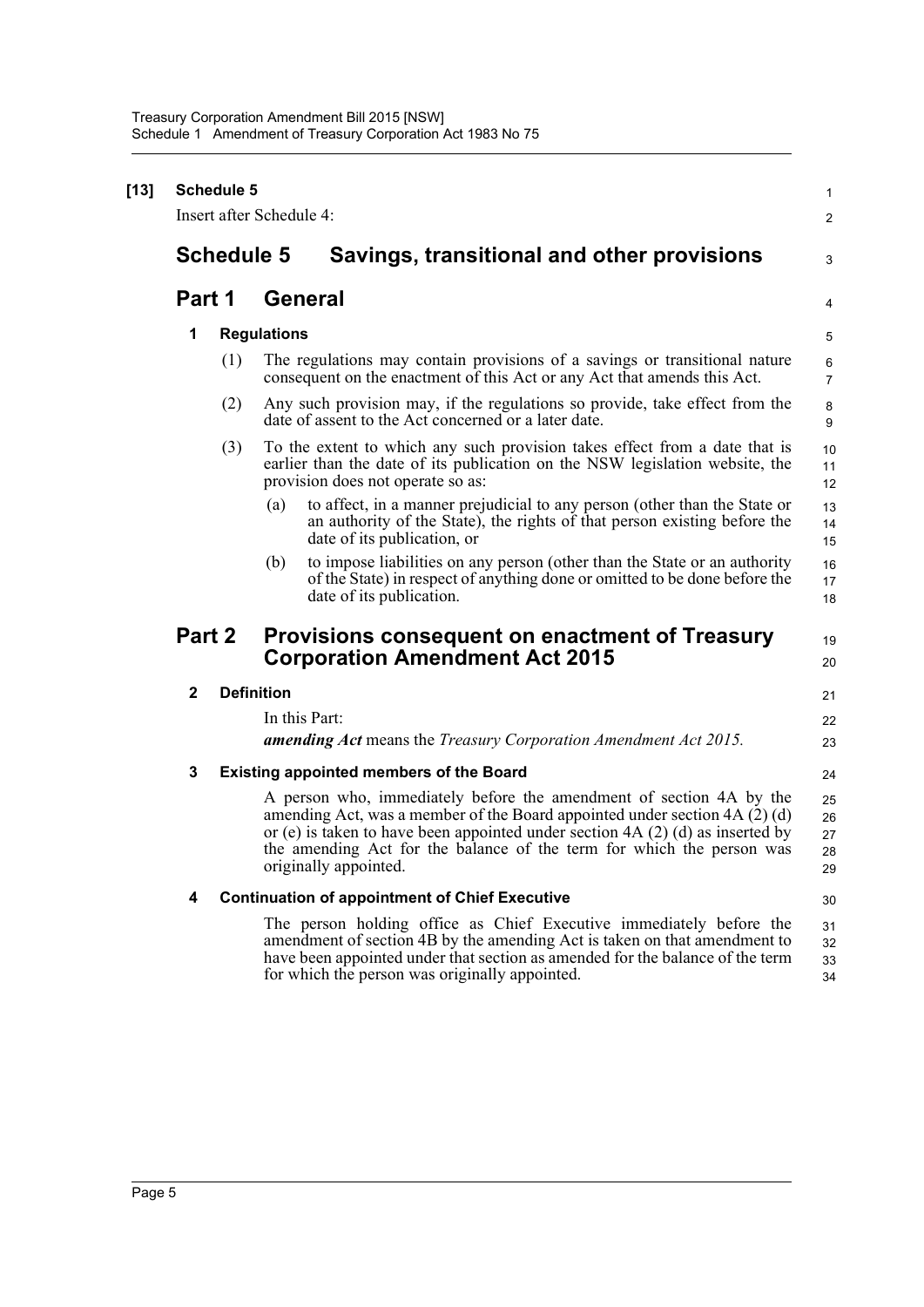**[13] Schedule 5**

Insert after Schedule 4:

# Schedule 5 Savings, transitional and other provisions

## Part 1 General

### 1 Regulations

(1) The regulations may contain provisions of a savings or transitional nature consequent on the enactment of this Act or any Act that amends this Act.

(2) Any such provision may, if the regulations so provide, take effect from the date of assent to the Act concerned or a later date.

(3) To the extent to which any such provision takes effect from a date that is earlier than the date of its publication on the NSW legislation website, the provision does not operate so as:

(a) to affect, in a manner prejudicial to any person (other than the State or an authority of the State), the rights of that person existing before the date of its publication, or

(b) to impose liabilities on any person (other than the State or an authority of the State) in respect of anything done or omitted to be done before the date of its publication.

## Part 2 Provisions consequent on enactment of Treasury Corporation Amendment Act 2015

### 2 Definition

In this Part:

***amending Act*** means the *Treasury Corporation Amendment Act 2015*.

### 3 Existing appointed members of the Board

A person who, immediately before the amendment of section 4A by the amending Act, was a member of the Board appointed under section 4A (2) (d) or (e) is taken to have been appointed under section 4A (2) (d) as inserted by the amending Act for the balance of the term for which the person was originally appointed.

### 4 Continuation of appointment of Chief Executive

The person holding office as Chief Executive immediately before the amendment of section 4B by the amending Act is taken on that amendment to have been appointed under that section as amended for the balance of the term for which the person was originally appointed.